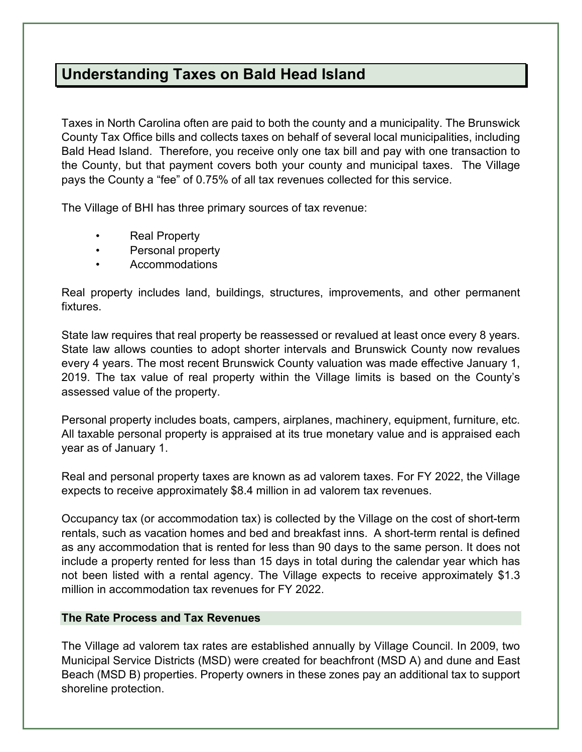# Understanding Taxes on Bald Head Island

Taxes in North Carolina often are paid to both the county and a municipality. The Brunswick County Tax Office bills and collects taxes on behalf of several local municipalities, including Bald Head Island. Therefore, you receive only one tax bill and pay with one transaction to the County, but that payment covers both your county and municipal taxes. The Village pays the County a "fee" of 0.75% of all tax revenues collected for this service.

The Village of BHI has three primary sources of tax revenue:

- Real Property
- Personal property
- Accommodations

Real property includes land, buildings, structures, improvements, and other permanent fixtures.

State law requires that real property be reassessed or revalued at least once every 8 years. State law allows counties to adopt shorter intervals and Brunswick County now revalues every 4 years. The most recent Brunswick County valuation was made effective January 1, 2019. The tax value of real property within the Village limits is based on the County's assessed value of the property.

Personal property includes boats, campers, airplanes, machinery, equipment, furniture, etc. All taxable personal property is appraised at its true monetary value and is appraised each year as of January 1.

Real and personal property taxes are known as ad valorem taxes. For FY 2022, the Village expects to receive approximately $8.4 million in ad valorem tax revenues.

Occupancy tax (or accommodation tax) is collected by the Village on the cost of short-term rentals, such as vacation homes and bed and breakfast inns. A short-term rental is defined as any accommodation that is rented for less than 90 days to the same person. It does not include a property rented for less than 15 days in total during the calendar year which has not been listed with a rental agency. The Village expects to receive approximately $1.3 million in accommodation tax revenues for FY 2022.

## The Rate Process and Tax Revenues

The Village ad valorem tax rates are established annually by Village Council. In 2009, two Municipal Service Districts (MSD) were created for beachfront (MSD A) and dune and East Beach (MSD B) properties. Property owners in these zones pay an additional tax to support shoreline protection.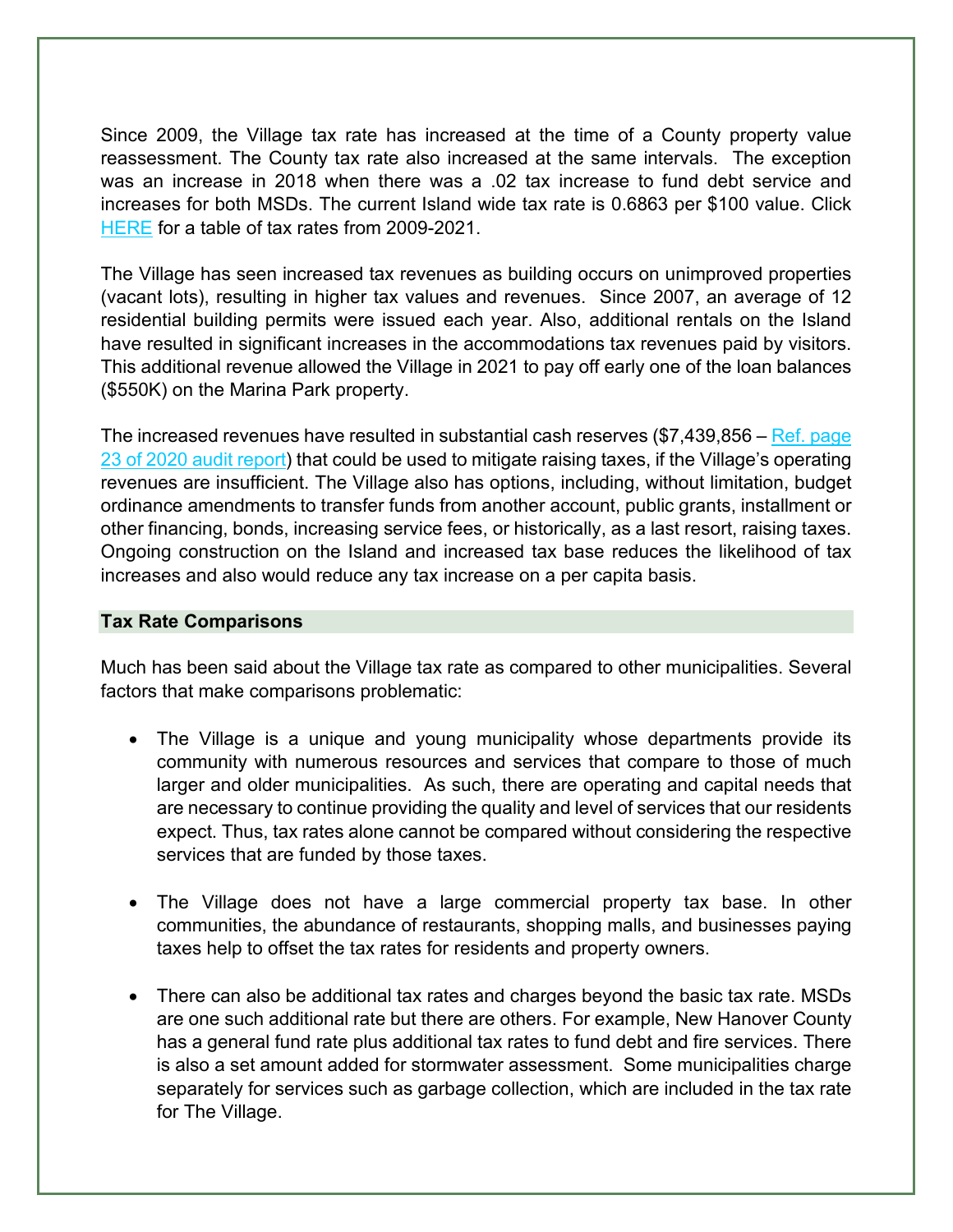Since 2009, the Village tax rate has increased at the time of a County property value reassessment. The County tax rate also increased at the same intervals. The exception was an increase in 2018 when there was a .02 tax increase to fund debt service and increases for both MSDs. The current Island wide tax rate is 0.6863 per $100 value. Click HERE for a table of tax rates from 2009-2021.

The Village has seen increased tax revenues as building occurs on unimproved properties (vacant lots), resulting in higher tax values and revenues. Since 2007, an average of 12 residential building permits were issued each year. Also, additional rentals on the Island have resulted in significant increases in the accommodations tax revenues paid by visitors. This additional revenue allowed the Village in 2021 to pay off early one of the loan balances ($550K) on the Marina Park property.

The increased revenues have resulted in substantial cash reserves ($7,439,856 – Ref. page 23 of 2020 audit report) that could be used to mitigate raising taxes, if the Village's operating revenues are insufficient. The Village also has options, including, without limitation, budget ordinance amendments to transfer funds from another account, public grants, installment or other financing, bonds, increasing service fees, or historically, as a last resort, raising taxes. Ongoing construction on the Island and increased tax base reduces the likelihood of tax increases and also would reduce any tax increase on a per capita basis.

## Tax Rate Comparisons

Much has been said about the Village tax rate as compared to other municipalities. Several factors that make comparisons problematic:

- The Village is a unique and young municipality whose departments provide its community with numerous resources and services that compare to those of much larger and older municipalities. As such, there are operating and capital needs that are necessary to continue providing the quality and level of services that our residents expect. Thus, tax rates alone cannot be compared without considering the respective services that are funded by those taxes.

- The Village does not have a large commercial property tax base. In other communities, the abundance of restaurants, shopping malls, and businesses paying taxes help to offset the tax rates for residents and property owners.

- There can also be additional tax rates and charges beyond the basic tax rate. MSDs are one such additional rate but there are others. For example, New Hanover County has a general fund rate plus additional tax rates to fund debt and fire services. There is also a set amount added for stormwater assessment. Some municipalities charge separately for services such as garbage collection, which are included in the tax rate for The Village.